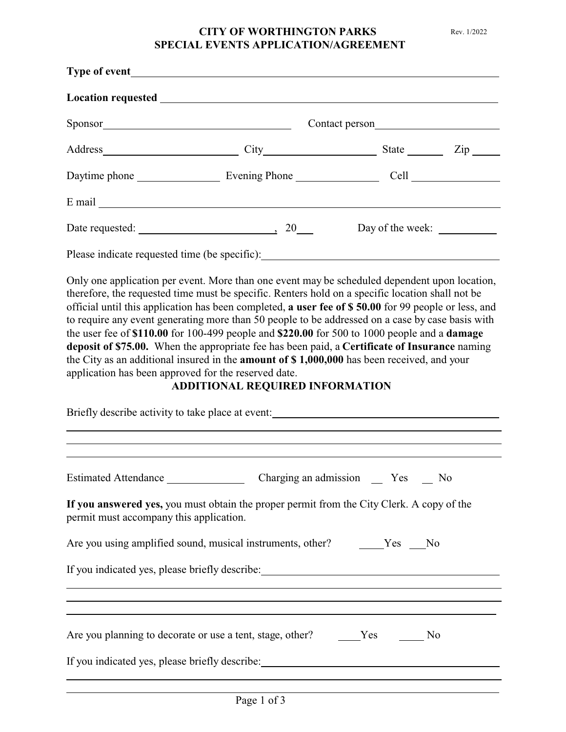# CITY OF WORTHINGTON PARKS
## SPECIAL EVENTS APPLICATION/AGREEMENT

Rev. 1/2022

**Type of event** ____________________________________________

**Location requested** ____________________________________________

Sponsor ______________________ Contact person ______________________

Address ______________ City ______________ State ______ Zip ______

Daytime phone ____________ Evening Phone ____________ Cell ____________

E mail ____________________________________________

Date requested: ____________________, 20____ Day of the week: ____________

Please indicate requested time (be specific): ______________________________

Only one application per event. More than one event may be scheduled dependent upon location, therefore, the requested time must be specific. Renters hold on a specific location shall not be official until this application has been completed, **a user fee of $ 50.00** for 99 people or less, and to require any event generating more than 50 people to be addressed on a case by case basis with the user fee of **$110.00** for 100-499 people and **$220.00** for 500 to 1000 people and a **damage deposit of $75.00.** When the appropriate fee has been paid, a **Certificate of Insurance** naming the City as an additional insured in the **amount of $ 1,000,000** has been received, and your application has been approved for the reserved date.

### ADDITIONAL REQUIRED INFORMATION

Briefly describe activity to take place at event: ______________________________

____________________________________________

____________________________________________

____________________________________________

Estimated Attendance ____________ Charging an admission ___ Yes ___ No

**If you answered yes,** you must obtain the proper permit from the City Clerk. A copy of the permit must accompany this application.

Are you using amplified sound, musical instruments, other? _____Yes ___No

If you indicated yes, please briefly describe: ______________________________

____________________________________________

____________________________________________

____________________________________________

Are you planning to decorate or use a tent, stage, other? ____Yes _____ No

If you indicated yes, please briefly describe: ______________________________

____________________________________________

____________________________________________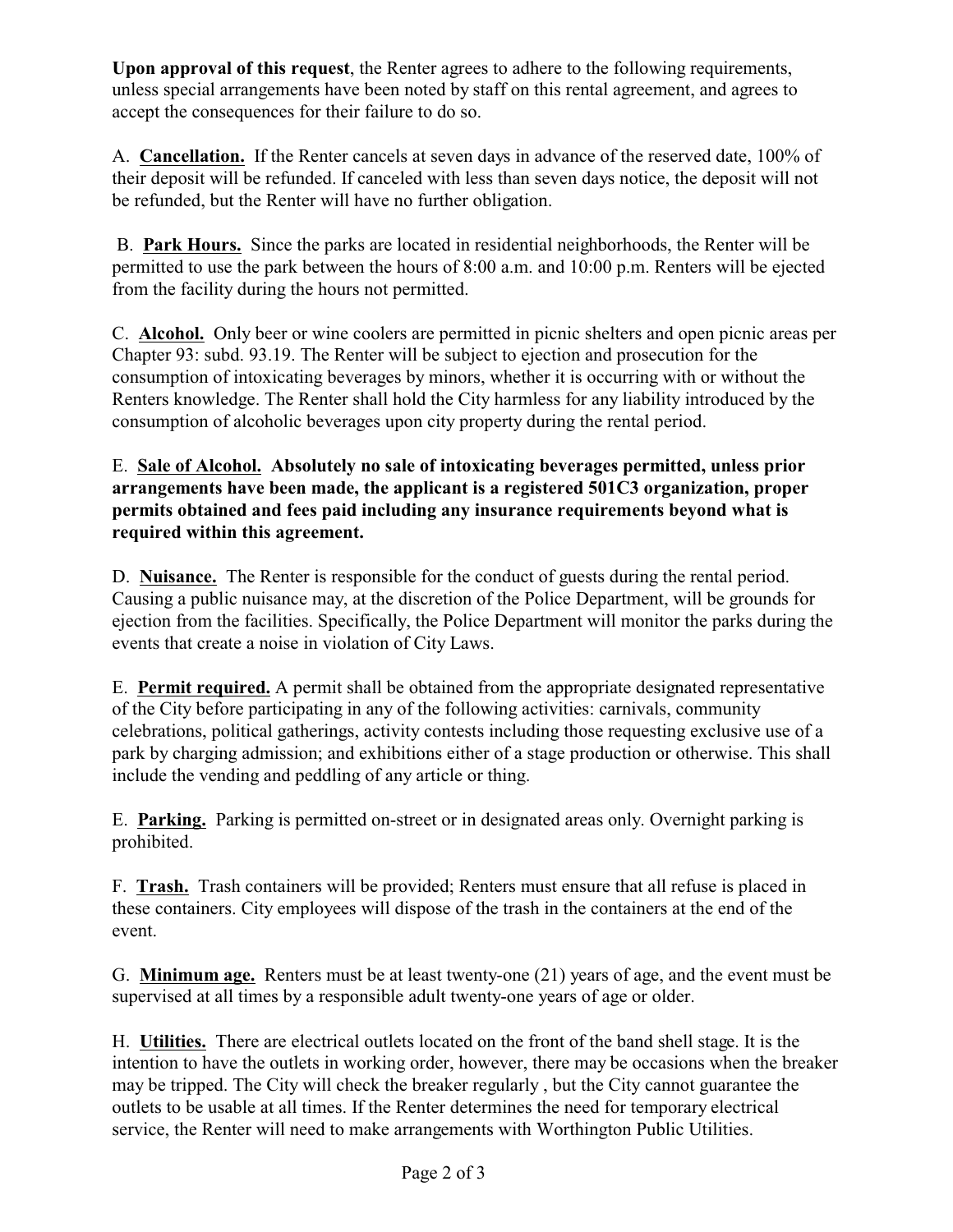**Upon approval of this request**, the Renter agrees to adhere to the following requirements, unless special arrangements have been noted by staff on this rental agreement, and agrees to accept the consequences for their failure to do so.

A. **Cancellation.** If the Renter cancels at seven days in advance of the reserved date, 100% of their deposit will be refunded. If canceled with less than seven days notice, the deposit will not be refunded, but the Renter will have no further obligation.

B. **Park Hours.** Since the parks are located in residential neighborhoods, the Renter will be permitted to use the park between the hours of 8:00 a.m. and 10:00 p.m. Renters will be ejected from the facility during the hours not permitted.

C. **Alcohol.** Only beer or wine coolers are permitted in picnic shelters and open picnic areas per Chapter 93: subd. 93.19. The Renter will be subject to ejection and prosecution for the consumption of intoxicating beverages by minors, whether it is occurring with or without the Renters knowledge. The Renter shall hold the City harmless for any liability introduced by the consumption of alcoholic beverages upon city property during the rental period.

**E. Sale of Alcohol. Absolutely no sale of intoxicating beverages permitted, unless prior arrangements have been made, the applicant is a registered 501C3 organization, proper permits obtained and fees paid including any insurance requirements beyond what is required within this agreement.**

D. **Nuisance.** The Renter is responsible for the conduct of guests during the rental period. Causing a public nuisance may, at the discretion of the Police Department, will be grounds for ejection from the facilities. Specifically, the Police Department will monitor the parks during the events that create a noise in violation of City Laws.

E. **Permit required.** A permit shall be obtained from the appropriate designated representative of the City before participating in any of the following activities: carnivals, community celebrations, political gatherings, activity contests including those requesting exclusive use of a park by charging admission; and exhibitions either of a stage production or otherwise. This shall include the vending and peddling of any article or thing.

E. **Parking.** Parking is permitted on-street or in designated areas only. Overnight parking is prohibited.

F. **Trash.** Trash containers will be provided; Renters must ensure that all refuse is placed in these containers. City employees will dispose of the trash in the containers at the end of the event.

G. **Minimum age.** Renters must be at least twenty-one (21) years of age, and the event must be supervised at all times by a responsible adult twenty-one years of age or older.

H. **Utilities.** There are electrical outlets located on the front of the band shell stage. It is the intention to have the outlets in working order, however, there may be occasions when the breaker may be tripped. The City will check the breaker regularly , but the City cannot guarantee the outlets to be usable at all times. If the Renter determines the need for temporary electrical service, the Renter will need to make arrangements with Worthington Public Utilities.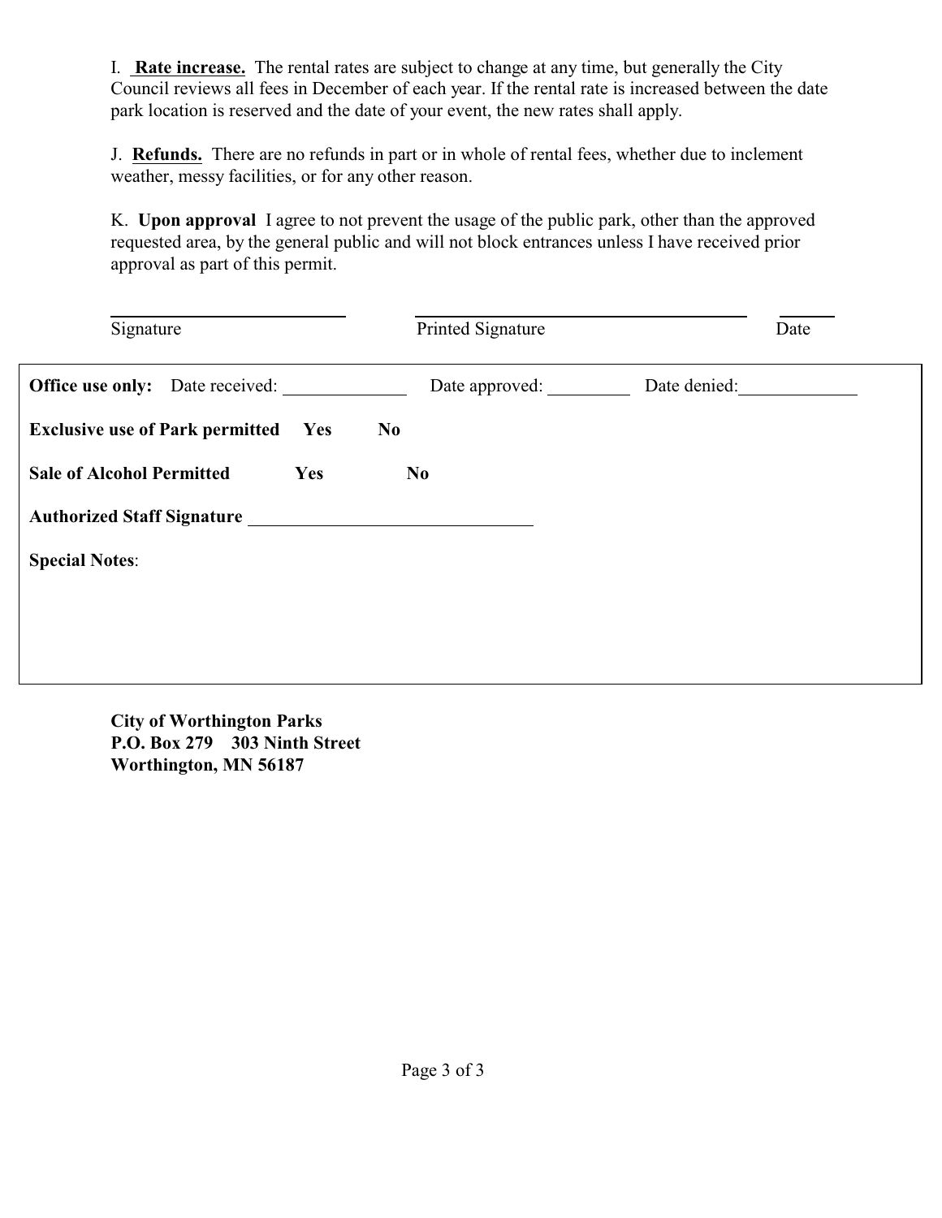I. **Rate increase.** The rental rates are subject to change at any time, but generally the City Council reviews all fees in December of each year. If the rental rate is increased between the date park location is reserved and the date of your event, the new rates shall apply.

J. **Refunds.** There are no refunds in part or in whole of rental fees, whether due to inclement weather, messy facilities, or for any other reason.

K. **Upon approval** I agree to not prevent the usage of the public park, other than the approved requested area, by the general public and will not block entrances unless I have received prior approval as part of this permit.

| | | |
|---|---|---|
| \_\_\_\_\_\_\_\_\_\_\_\_\_\_\_\_\_\_\_\_\_\_\_\_ | \_\_\_\_\_\_\_\_\_\_\_\_\_\_\_\_\_\_\_\_\_\_\_\_\_\_\_\_\_\_\_\_ | \_\_\_\_\_\_ |
| Signature | Printed Signature | Date |

**Office use only:** Date received: \_\_\_\_\_\_\_\_\_\_\_\_\_ Date approved: \_\_\_\_\_\_\_\_\_ Date denied: \_\_\_\_\_\_\_\_\_\_\_\_\_

**Exclusive use of Park permitted** **Yes** **No**

**Sale of Alcohol Permitted** **Yes** **No**

**Authorized Staff Signature** \_\_\_\_\_\_\_\_\_\_\_\_\_\_\_\_\_\_\_\_\_\_\_\_\_\_\_\_\_\_

**Special Notes**:

**City of Worthington Parks**
**P.O. Box 279 303 Ninth Street**
**Worthington, MN 56187**